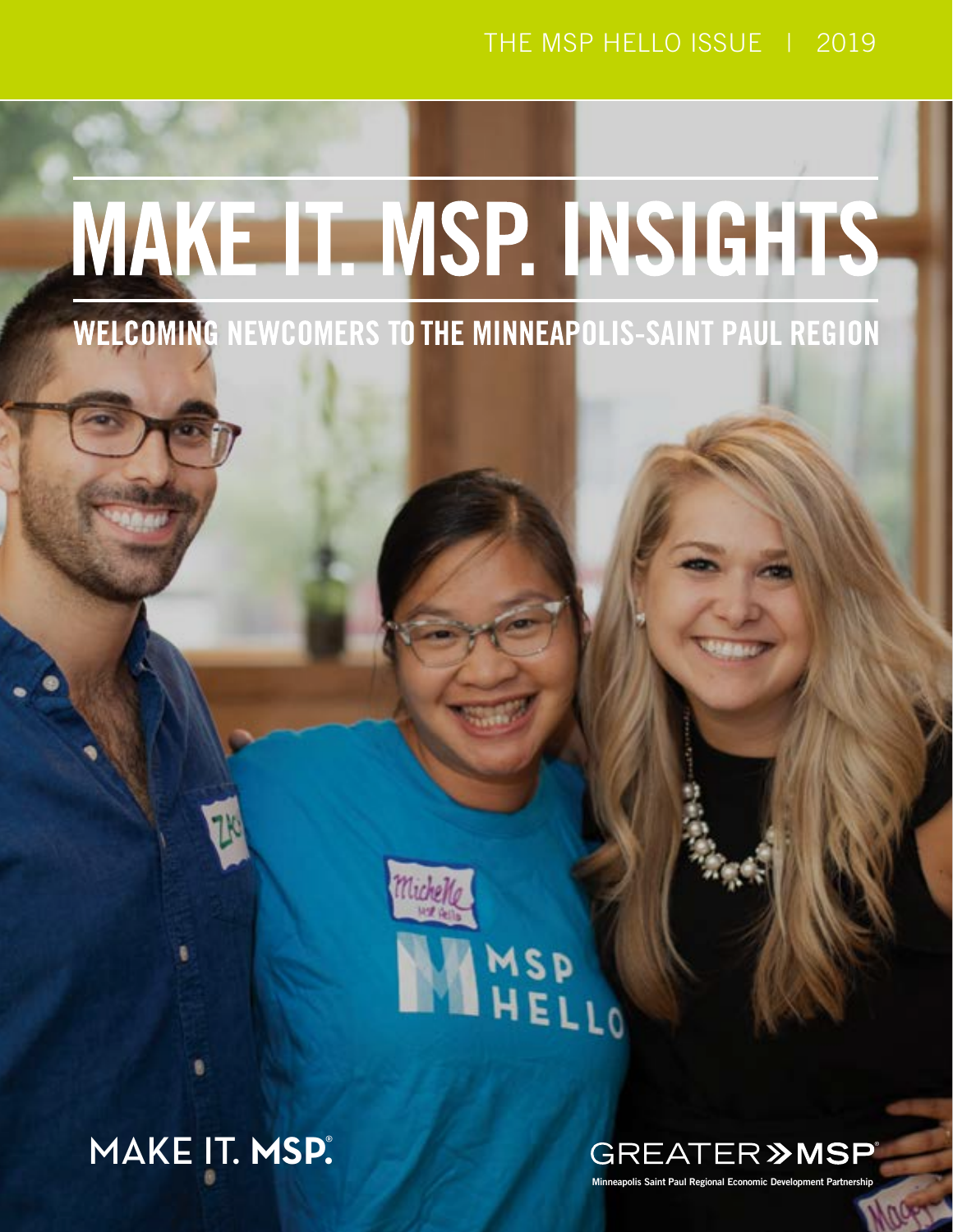THE MSP HELLO ISSUE | 2019

# MAKE IT. MSP. INSIGHTS

## WELCOMING NEWCOMERS TO THE MINNEAPOLIS-SAINT PAUL REGION

MAKE IT. MSP.

GREATER MSP

Minneapolis Saint Paul Regional Economic Development Partnership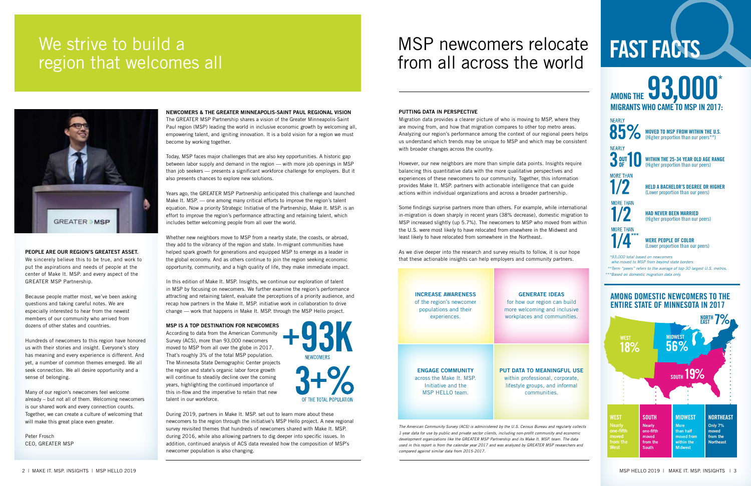# We strive to build a region that welcomes all

**PEOPLE ARE OUR REGION'S GREATEST ASSET.**
We sincerely believe this to be true, and work to put the aspirations and needs of people at the center of Make It. MSP. and every aspect of the GREATER MSP Partnership.

Because people matter most, we've been asking questions and taking careful notes. We are especially interested to hear from the newest members of our community who arrived from dozens of other states and countries.

Hundreds of newcomers to this region have honored us with their stories and insight. Everyone's story has meaning and every experience is different. And yet, a number of common themes emerged. We all seek connection. We all desire opportunity and a sense of belonging.

Many of our region's newcomers feel welcome already – but not all of them. Welcoming newcomers is our shared work and every connection counts. Together, we can create a culture of welcoming that will make this great place even greater.

Peter Frosch
CEO, GREATER MSP

**NEWCOMERS & THE GREATER MINNEAPOLIS-SAINT PAUL REGIONAL VISION**
The GREATER MSP Partnership shares a vision of the Greater Minneapolis-Saint Paul region (MSP) leading the world in inclusive economic growth by welcoming all, empowering talent, and igniting innovation. It is a bold vision for a region we must become by working together.

Today, MSP faces major challenges that are also key opportunities. A historic gap between labor supply and demand in the region — with more job openings in MSP than job seekers — presents a significant workforce challenge for employers. But it also presents chances to explore new solutions.

Years ago, the GREATER MSP Partnership anticipated this challenge and launched Make It. MSP. — one among many critical efforts to improve the region's talent equation. Now a priority Strategic Initiative of the Partnership, Make It. MSP. is an effort to improve the region's performance attracting and retaining talent, which includes better welcoming people from all over the world.

Whether new neighbors move to MSP from a nearby state, the coasts, or abroad, they add to the vibrancy of the region and state. In-migrant communities have helped spark growth for generations and equipped MSP to emerge as a leader in the global economy. And as others continue to join the region seeking economic opportunity, community, and a high quality of life, they make immediate impact.

In this edition of Make It. MSP. Insights, we continue our exploration of talent in MSP by focusing on newcomers. We further examine the region's performance attracting and retaining talent, evaluate the perceptions of a priority audience, and recap how partners in the Make It. MSP. initiative work in collaboration to drive change — work that happens in Make It. MSP. through the MSP Hello project.

**MSP IS A TOP DESTINATION FOR NEWCOMERS**
According to data from the American Community Survey (ACS), more than 93,000 newcomers moved to MSP from all over the globe in 2017. That's roughly 3% of the total MSP population. The Minnesota State Demographic Center projects the region and state's organic labor force growth will continue to steadily decline over the coming years, highlighting the continued importance of this in-flow and the imperative to retain that new talent in our workforce.

**+93K** NEWCOMERS

**3+%** OF THE TOTAL POPULATION

During 2019, partners in Make It. MSP. set out to learn more about these newcomers to the region through the initiative's MSP Hello project. A new regional survey revisited themes that hundreds of newcomers shared with Make It. MSP. during 2016, while also allowing partners to dig deeper into specific issues. In addition, continued analysis of ACS data revealed how the composition of MSP's newcomer population is also changing.

# MSP newcomers relocate from all across the world

**PUTTING DATA IN PERSPECTIVE**
Migration data provides a clearer picture of who is moving to MSP, where they are moving from, and how that migration compares to other top metro areas. Analyzing our region's performance among the context of our regional peers helps us understand which trends may be unique to MSP and which may be consistent with broader changes across the country.

However, our new neighbors are more than simple data points. Insights require balancing this quantitative data with the more qualitative perspectives and experiences of these newcomers to our community. Together, this information provides Make It. MSP. partners with actionable intelligence that can guide actions within individual organizations and across a broader partnership.

Some findings surprise partners more than others. For example, while international in-migration is down sharply in recent years (38% decrease), domestic migration to MSP increased slightly (up 5.7%). The newcomers to MSP who moved from within the U.S. were most likely to have relocated from elsewhere in the Midwest and least likely to have relocated from somewhere in the Northeast.

As we dive deeper into the research and survey results to follow, it is our hope that these actionable insights can help employers and community partners.

**INCREASE AWARENESS** of the region's newcomer populations and their experiences.

**GENERATE IDEAS** for how our region can build more welcoming and inclusive workplaces and communities.

**ENGAGE COMMUNITY** across the Make It. MSP. Initiative and the MSP HELLO team.

**PUT DATA TO MEANINGFUL USE** within professional, corporate, lifestyle groups, and informal communities.

*The American Community Survey (ACS) is administered by the U.S. Census Bureau and regularly collects 1-year data for use by public and private sector clients, including non-profit community and economic development organizations like the GREATER MSP Partnership and its Make It. MSP. team. The data used in this report is from the calendar year 2017 and was analyzed by GREATER MSP researchers and compared against similar data from 2015-2017.*

# FAST FACTS

## AMONG THE 93,000* MIGRANTS WHO CAME TO MSP IN 2017:

- **NEARLY 85%** — MOVED TO MSP FROM WITHIN THE U.S. (Higher proportion than our peers**)
- **NEARLY 3 OUT OF 10** — WITHIN THE 25-34 YEAR OLD AGE RANGE (Higher proportion than our peers)
- **MORE THAN 1/2** — HELD A BACHELOR'S DEGREE OR HIGHER (Lower proportion than our peers)
- **MORE THAN 1/2** — HAD NEVER BEEN MARRIED (Higher proportion than our peers)
- **MORE THAN 1/4*** ** — WERE PEOPLE OF COLOR (Lower proportion than our peers)

*93,000 total based on newcomers who moved to MSP from beyond state borders.
**Term "peers" refers to the average of top-30 largest U.S. metros.
***Based on domestic migration data only.

## AMONG DOMESTIC NEWCOMERS TO THE ENTIRE STATE OF MINNESOTA IN 2017

WEST 18% | MIDWEST 56% | SOUTH 19% | NORTH EAST 7%

| WEST | SOUTH | MIDWEST | NORTHEAST |
| --- | --- | --- | --- |
| Nearly one-fifth moved from the West | Nearly one-fifth moved from the South | More than half moved from within the Midwest | Only 7% moved from the Northeast |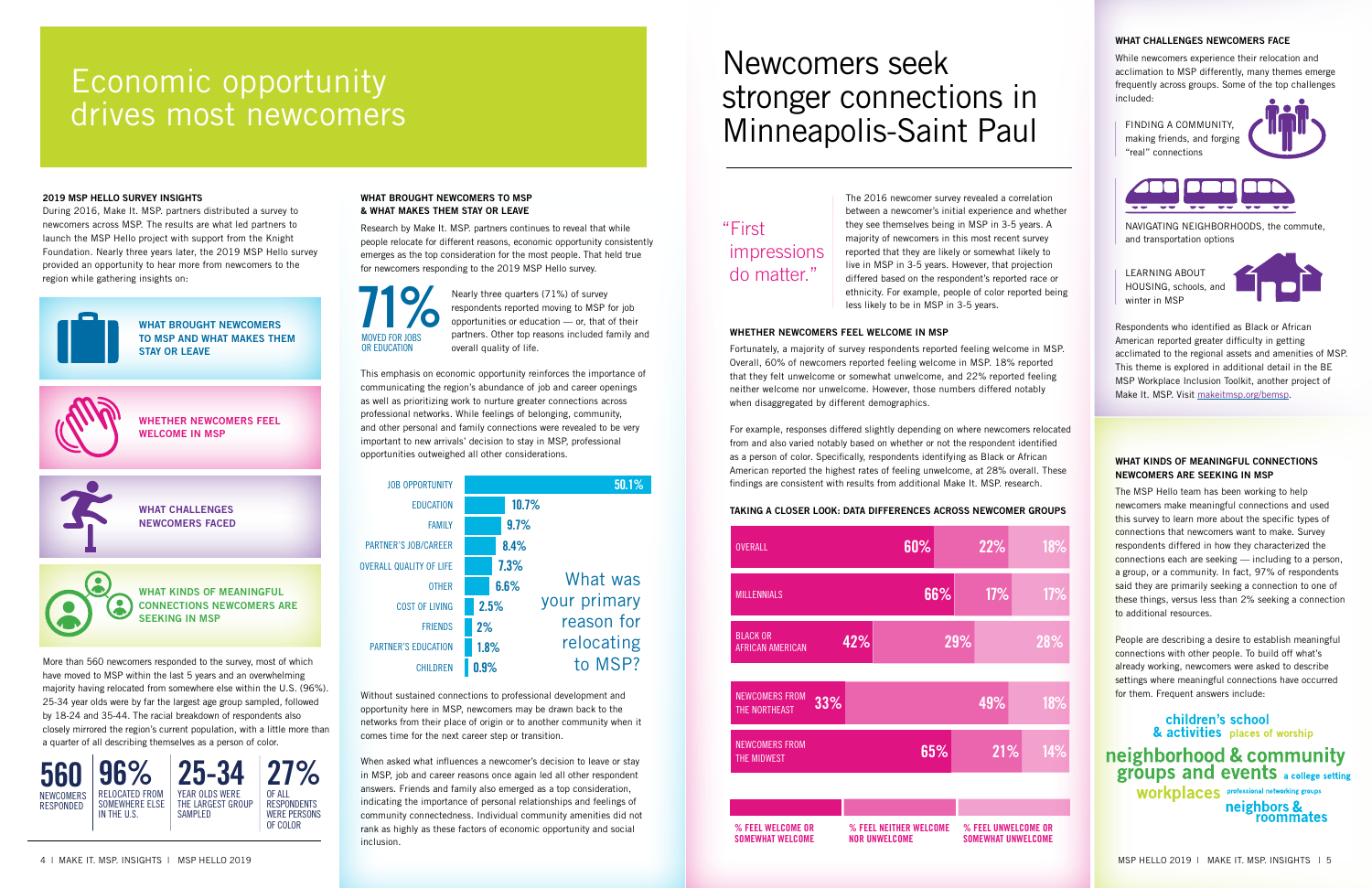# Economic opportunity drives most newcomers

### 2019 MSP HELLO SURVEY INSIGHTS

During 2016, Make It. MSP. partners distributed a survey to newcomers across MSP. The results are what led partners to launch the MSP Hello project with support from the Knight Foundation. Nearly three years later, the 2019 MSP Hello survey provided an opportunity to hear more from newcomers to the region while gathering insights on:

- **WHAT BROUGHT NEWCOMERS TO MSP AND WHAT MAKES THEM STAY OR LEAVE**
- **WHETHER NEWCOMERS FEEL WELCOME IN MSP**
- **WHAT CHALLENGES NEWCOMERS FACED**
- **WHAT KINDS OF MEANINGFUL CONNECTIONS NEWCOMERS ARE SEEKING IN MSP**

More than 560 newcomers responded to the survey, most of which have moved to MSP within the last 5 years and an overwhelming majority having relocated from somewhere else within the U.S. (96%). 25-34 year olds were by far the largest age group sampled, followed by 18-24 and 35-44. The racial breakdown of respondents also closely mirrored the region's current population, with a little more than a quarter of all describing themselves as a person of color.

- **560** NEWCOMERS RESPONDED
- **96%** RELOCATED FROM SOMEWHERE ELSE IN THE U.S.
- **25-34** YEAR OLDS WERE THE LARGEST GROUP SAMPLED
- **27%** OF ALL RESPONDENTS WERE PERSONS OF COLOR

### WHAT BROUGHT NEWCOMERS TO MSP & WHAT MAKES THEM STAY OR LEAVE

Research by Make It. MSP. partners continues to reveal that while people relocate for different reasons, economic opportunity consistently emerges as the top consideration for the most people. That held true for newcomers responding to the 2019 MSP Hello survey.

**71%** MOVED FOR JOBS OR EDUCATION

Nearly three quarters (71%) of survey respondents reported moving to MSP for job opportunities or education — or, that of their partners. Other top reasons included family and overall quality of life.

This emphasis on economic opportunity reinforces the importance of communicating the region's abundance of job and career openings as well as prioritizing work to nurture greater connections across professional networks. While feelings of belonging, community, and other personal and family connections were revealed to be very important to new arrivals' decision to stay in MSP, professional opportunities outweighed all other considerations.

**What was your primary reason for relocating to MSP?**

| Reason | % |
|---|---|
| JOB OPPORTUNITY | 50.1% |
| EDUCATION | 10.7% |
| FAMILY | 9.7% |
| PARTNER'S JOB/CAREER | 8.4% |
| OVERALL QUALITY OF LIFE | 7.3% |
| OTHER | 6.6% |
| COST OF LIVING | 2.5% |
| FRIENDS | 2% |
| PARTNER'S EDUCATION | 1.8% |
| CHILDREN | 0.9% |

Without sustained connections to professional development and opportunity here in MSP, newcomers may be drawn back to the networks from their place of origin or to another community when it comes time for the next career step or transition.

When asked what influences a newcomer's decision to leave or stay in MSP, job and career reasons once again led all other respondent answers. Friends and family also emerged as a top consideration, indicating the importance of personal relationships and feelings of community connectedness. Individual community amenities did not rank as highly as these factors of economic opportunity and social inclusion.

# Newcomers seek stronger connections in Minneapolis-Saint Paul

"First impressions do matter."

The 2016 newcomer survey revealed a correlation between a newcomer's initial experience and whether they see themselves being in MSP in 3-5 years. A majority of newcomers in this most recent survey reported that they are likely or somewhat likely to live in MSP in 3-5 years. However, that projection differed based on the respondent's reported race or ethnicity. For example, people of color reported being less likely to be in MSP in 3-5 years.

### WHETHER NEWCOMERS FEEL WELCOME IN MSP

Fortunately, a majority of survey respondents reported feeling welcome in MSP. Overall, 60% of newcomers reported feeling welcome in MSP. 18% reported that they felt unwelcome or somewhat unwelcome, and 22% reported feeling neither welcome nor unwelcome. However, those numbers differed notably when disaggregated by different demographics.

For example, responses differed slightly depending on where newcomers relocated from and also varied notably based on whether or not the respondent identified as a person of color. Specifically, respondents identifying as Black or African American reported the highest rates of feeling unwelcome, at 28% overall. These findings are consistent with results from additional Make It. MSP. research.

### TAKING A CLOSER LOOK: DATA DIFFERENCES ACROSS NEWCOMER GROUPS

| Group | % FEEL WELCOME OR SOMEWHAT WELCOME | % FEEL NEITHER WELCOME NOR UNWELCOME | % FEEL UNWELCOME OR SOMEWHAT UNWELCOME |
|---|---|---|---|
| OVERALL | 60% | 22% | 18% |
| MILLENNIALS | 66% | 17% | 17% |
| BLACK OR AFRICAN AMERICAN | 42% | 29% | 28% |
| NEWCOMERS FROM THE NORTHEAST | 33% | 49% | 18% |
| NEWCOMERS FROM THE MIDWEST | 65% | 21% | 14% |

### WHAT CHALLENGES NEWCOMERS FACE

While newcomers experience their relocation and acclimation to MSP differently, many themes emerge frequently across groups. Some of the top challenges included:

- FINDING A COMMUNITY, making friends, and forging "real" connections
- NAVIGATING NEIGHBORHOODS, the commute, and transportation options
- LEARNING ABOUT HOUSING, schools, and winter in MSP

Respondents who identified as Black or African American reported greater difficulty in getting acclimated to the regional assets and amenities of MSP. This theme is explored in additional detail in the BE MSP Workplace Inclusion Toolkit, another project of Make It. MSP. Visit makeitmsp.org/bemsp.

### WHAT KINDS OF MEANINGFUL CONNECTIONS NEWCOMERS ARE SEEKING IN MSP

The MSP Hello team has been working to help newcomers make meaningful connections and used this survey to learn more about the specific types of connections that newcomers want to make. Survey respondents differed in how they characterized the connections each are seeking — including to a person, a group, or a community. In fact, 97% of respondents said they are primarily seeking a connection to one of these things, versus less than 2% seeking a connection to additional resources.

People are describing a desire to establish meaningful connections with other people. To build off what's already working, newcomers were asked to describe settings where meaningful connections have occurred for them. Frequent answers include:

children's school & activities, places of worship, neighborhood & community groups and events, a college setting, workplaces, professional networking groups, neighbors & roommates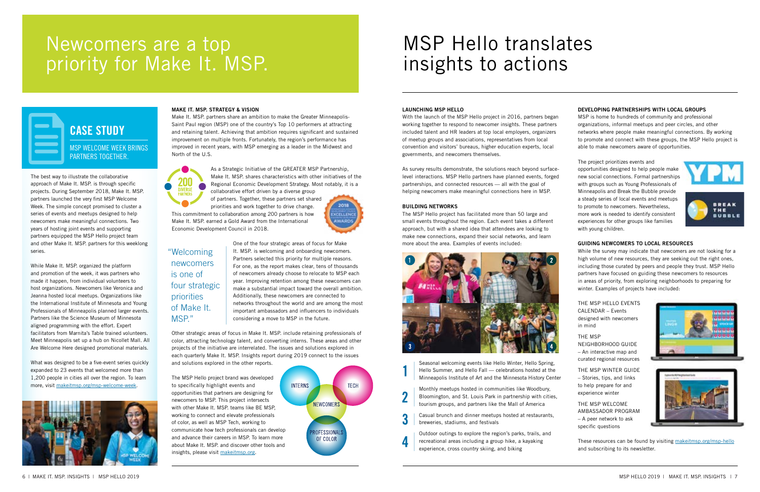# Newcomers are a top priority for Make It. MSP.

## CASE STUDY

MSP WELCOME WEEK BRINGS PARTNERS TOGETHER.

The best way to illustrate the collaborative approach of Make It. MSP. is through specific projects. During September 2018, Make It. MSP. partners launched the very first MSP Welcome Week. The simple concept promised to cluster a series of events and meetups designed to help newcomers make meaningful connections. Two years of hosting joint events and supporting partners equipped the MSP Hello project team and other Make It. MSP. partners for this weeklong series.

While Make It. MSP. organized the platform and promotion of the week, it was partners who made it happen, from individual volunteers to host organizations. Newcomers like Veronica and Jeanna hosted local meetups. Organizations like the International Institute of Minnesota and Young Professionals of Minneapolis planned larger events. Partners like the Science Museum of Minnesota aligned programming with the effort. Expert facilitators from Marnita's Table trained volunteers. Meet Minneapolis set up a hub on Nicollet Mall. All Are Welcome Here designed promotional materials.

What was designed to be a five-event series quickly expanded to 23 events that welcomed more than 1,200 people in cities all over the region. To learn more, visit makeitmsp.org/msp-welcome-week.

### MAKE IT. MSP. STRATEGY & VISION

Make It. MSP. partners share an ambition to make the Greater Minneapolis-Saint Paul region (MSP) one of the country's Top 10 performers at attracting and retaining talent. Achieving that ambition requires significant and sustained improvement on multiple fronts. Fortunately, the region's performance has improved in recent years, with MSP emerging as a leader in the Midwest and North of the U.S.

200 DIVERSE PARTNERS

As a Strategic Initiative of the GREATER MSP Partnership, Make It. MSP. shares characteristics with other initiatives of the Regional Economic Development Strategy. Most notably, it is a collaborative effort driven by a diverse group of partners. Together, these partners set shared priorities and work together to drive change. This commitment to collaboration among 200 partners is how Make It. MSP. earned a Gold Award from the International Economic Development Council in 2018.

2018 EXCELLENCE AWARDS

> "Welcoming newcomers is one of four strategic priorities of Make It. MSP."

One of the four strategic areas of focus for Make It. MSP. is welcoming and onboarding newcomers. Partners selected this priority for multiple reasons. For one, as the report makes clear, tens of thousands of newcomers already choose to relocate to MSP each year. Improving retention among these newcomers can make a substantial impact toward the overall ambition. Additionally, these newcomers are connected to networks throughout the world and are among the most important ambassadors and influencers to individuals considering a move to MSP in the future.

Other strategic areas of focus in Make It. MSP. include retaining professionals of color, attracting technology talent, and converting interns. These areas and other projects of the initiative are interrelated. The issues and solutions explored in each quarterly Make It. MSP. Insights report during 2019 connect to the issues and solutions explored in the other reports.

The MSP Hello project brand was developed to specifically highlight events and opportunities that partners are designing for newcomers to MSP. This project intersects with other Make It. MSP. teams like BE MSP, working to connect and elevate professionals of color, as well as MSP Tech, working to communicate how tech professionals can develop and advance their careers in MSP. To learn more about Make It. MSP. and discover other tools and insights, please visit makeitmsp.org.

INTERNS · TECH · NEWCOMERS · PROFESSIONALS OF COLOR

# MSP Hello translates insights to actions

### LAUNCHING MSP HELLO

With the launch of the MSP Hello project in 2016, partners began working together to respond to newcomer insights. These partners included talent and HR leaders at top local employers, organizers of meetup groups and associations, representatives from local convention and visitors' bureaus, higher education experts, local governments, and newcomers themselves.

As survey results demonstrate, the solutions reach beyond surface-level interactions. MSP Hello partners have planned events, forged partnerships, and connected resources — all with the goal of helping newcomers make meaningful connections here in MSP.

### BUILDING NETWORKS

The MSP Hello project has facilitated more than 50 large and small events throughout the region. Each event takes a different approach, but with a shared idea that attendees are looking to make new connections, expand their social networks, and learn more about the area. Examples of events included:

1. Seasonal welcoming events like Hello Winter, Hello Spring, Hello Summer, and Hello Fall — celebrations hosted at the Minneapolis Institute of Art and the Minnesota History Center
2. Monthly meetups hosted in communities like Woodbury, Bloomington, and St. Louis Park in partnership with cities, tourism groups, and partners like the Mall of America
3. Casual brunch and dinner meetups hosted at restaurants, breweries, stadiums, and festivals
4. Outdoor outings to explore the region's parks, trails, and recreational areas including a group hike, a kayaking experience, cross country skiing, and biking

### DEVELOPING PARTNERSHIPS WITH LOCAL GROUPS

MSP is home to hundreds of community and professional organizations, informal meetups and peer circles, and other networks where people make meaningful connections. By working to promote and connect with these groups, the MSP Hello project is able to make newcomers aware of opportunities.

The project prioritizes events and opportunities designed to help people make new social connections. Formal partnerships with groups such as Young Professionals of Minneapolis and Break the Bubble provide a steady series of local events and meetups to promote to newcomers. Nevertheless, more work is needed to identify consistent experiences for other groups like families with young children.

### GUIDING NEWCOMERS TO LOCAL RESOURCES

While the survey may indicate that newcomers are not looking for a high volume of new resources, they are seeking out the right ones, including those curated by peers and people they trust. MSP Hello partners have focused on guiding these newcomers to resources in areas of priority, from exploring neighborhoods to preparing for winter. Examples of projects have included:

- THE MSP HELLO EVENTS CALENDAR – Events designed with newcomers in mind
- THE MSP NEIGHBORHOOD GUIDE – An interactive map and curated regional resources
- THE MSP WINTER GUIDE – Stories, tips, and links to help prepare for and experience winter
- THE MSP WELCOME AMBASSADOR PROGRAM – A peer network to ask specific questions

These resources can be found by visiting makeitmsp.org/msp-hello and subscribing to its newsletter.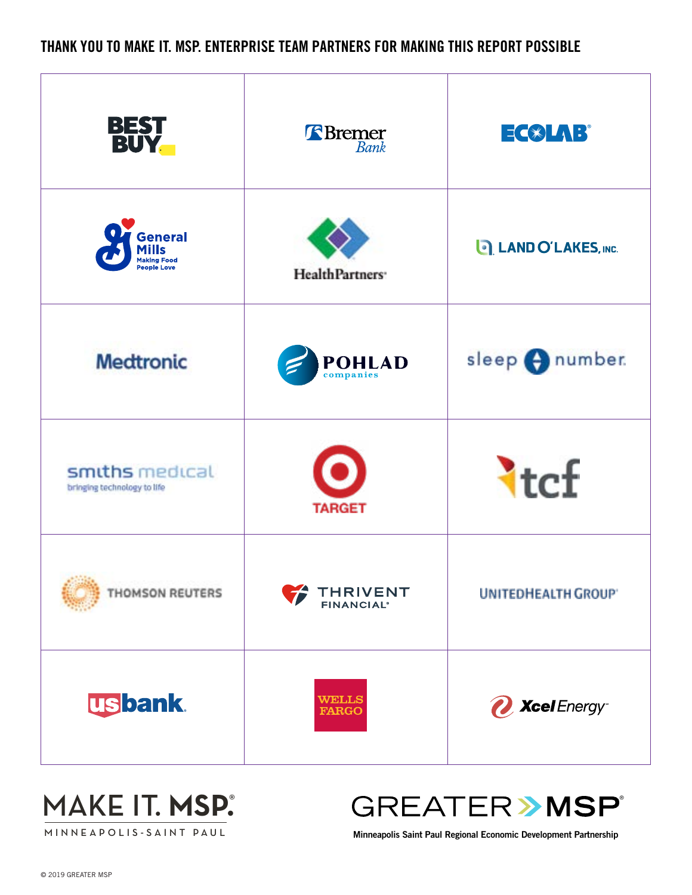## THANK YOU TO MAKE IT. MSP. ENTERPRISE TEAM PARTNERS FOR MAKING THIS REPORT POSSIBLE

| | | |
|---|---|---|
| BEST BUY | Bremer Bank | ECOLAB |
| General Mills Making Food People Love | HealthPartners | LAND O'LAKES, INC. |
| Medtronic | POHLAD companies | sleep number |
| smiths medical bringing technology to life | TARGET | tcf |
| THOMSON REUTERS | THRIVENT FINANCIAL | UNITEDHEALTH GROUP |
| usbank | WELLS FARGO | Xcel Energy |

MAKE IT. MSP.
MINNEAPOLIS-SAINT PAUL

GREATER MSP
Minneapolis Saint Paul Regional Economic Development Partnership

© 2019 GREATER MSP